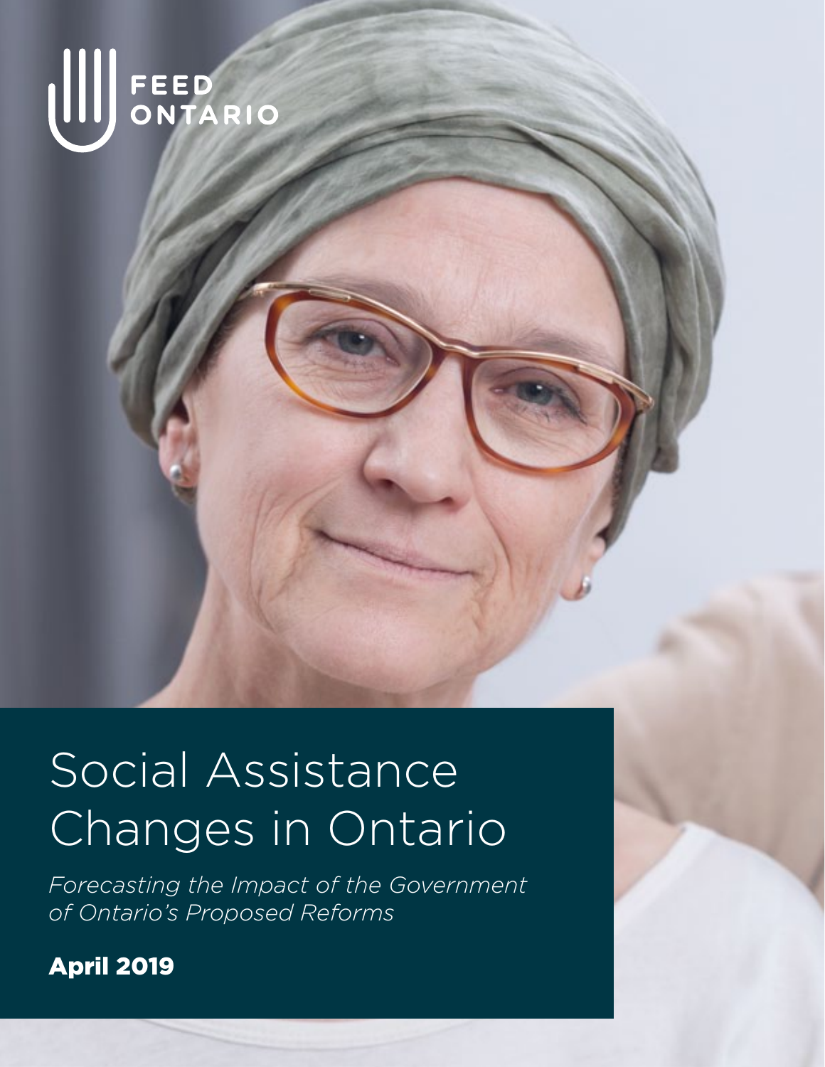FEED ONTARIO

# Social Assistance Changes in Ontario

*Forecasting the Impact of the Government of Ontario's Proposed Reforms*

**April 2019**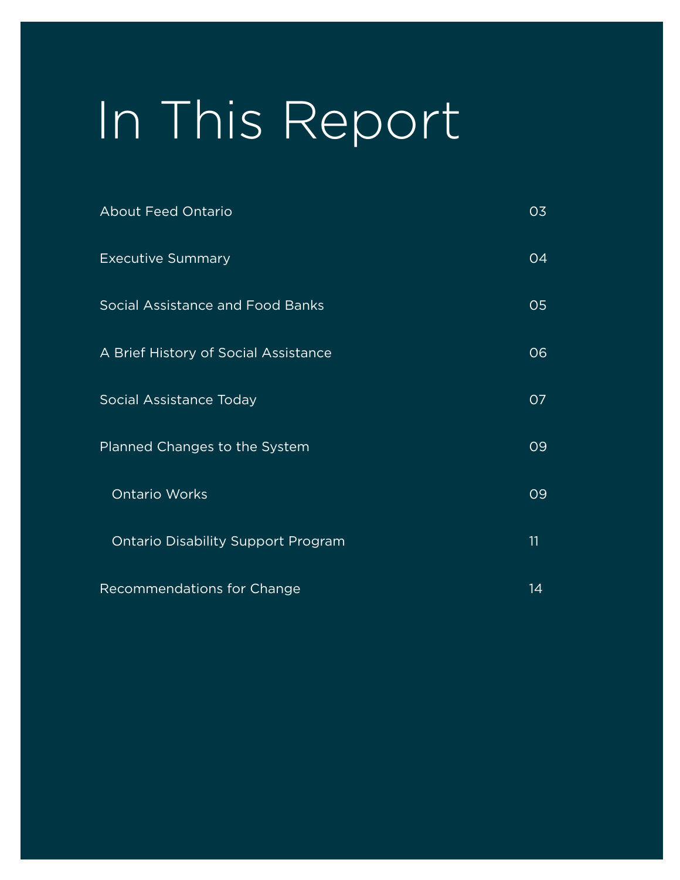# In This Report

| | |
|---|---|
| About Feed Ontario | 03 |
| Executive Summary | 04 |
| Social Assistance and Food Banks | 05 |
| A Brief History of Social Assistance | 06 |
| Social Assistance Today | 07 |
| Planned Changes to the System | 09 |
| Ontario Works | 09 |
| Ontario Disability Support Program | 11 |
| Recommendations for Change | 14 |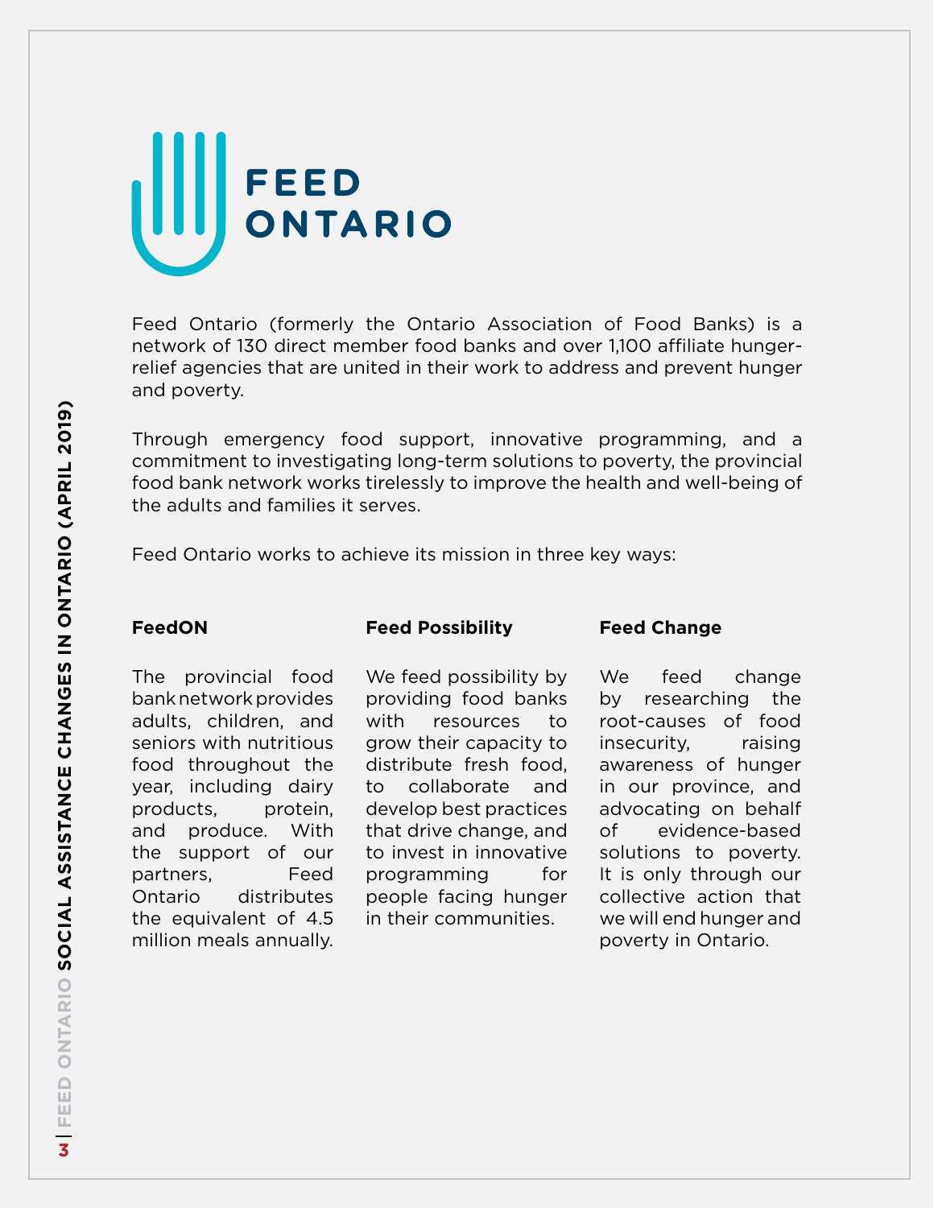# FEED ONTARIO

Feed Ontario (formerly the Ontario Association of Food Banks) is a network of 130 direct member food banks and over 1,100 affiliate hunger-relief agencies that are united in their work to address and prevent hunger and poverty.

Through emergency food support, innovative programming, and a commitment to investigating long-term solutions to poverty, the provincial food bank network works tirelessly to improve the health and well-being of the adults and families it serves.

Feed Ontario works to achieve its mission in three key ways:

**FeedON**

The provincial food bank network provides adults, children, and seniors with nutritious food throughout the year, including dairy products, protein, and produce. With the support of our partners, Feed Ontario distributes the equivalent of 4.5 million meals annually.

**Feed Possibility**

We feed possibility by providing food banks with resources to grow their capacity to distribute fresh food, to collaborate and develop best practices that drive change, and to invest in innovative programming for people facing hunger in their communities.

**Feed Change**

We feed change by researching the root-causes of food insecurity, raising awareness of hunger in our province, and advocating on behalf of evidence-based solutions to poverty. It is only through our collective action that we will end hunger and poverty in Ontario.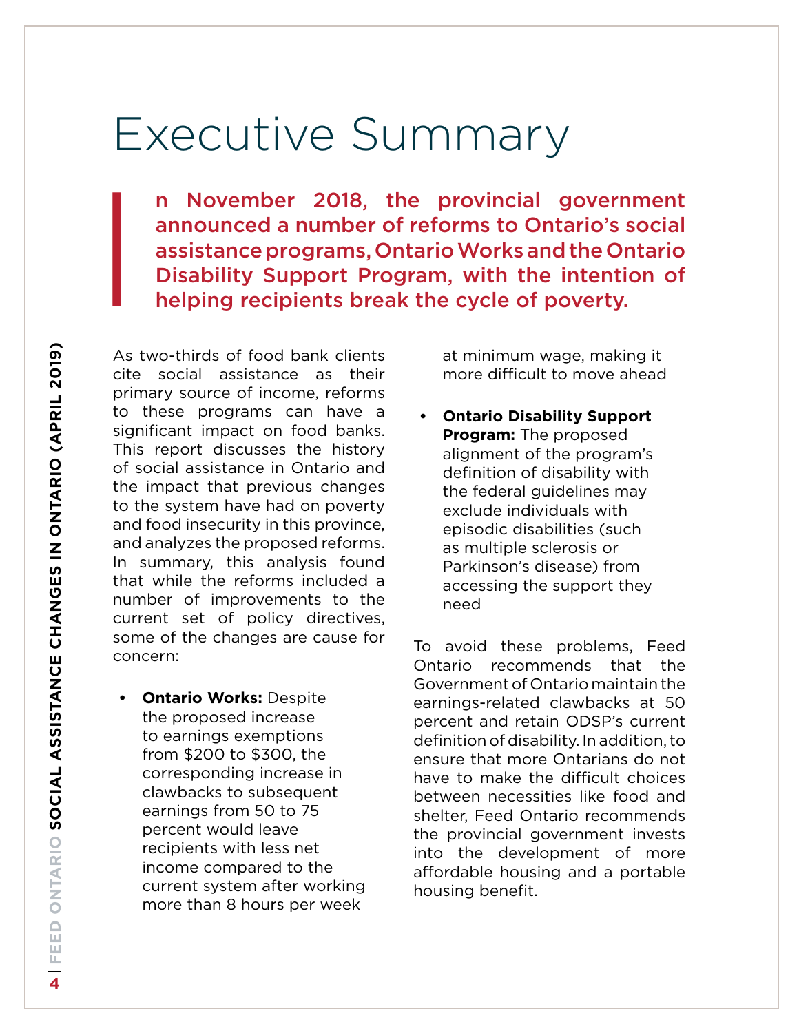# Executive Summary

**In November 2018, the provincial government announced a number of reforms to Ontario's social assistance programs, Ontario Works and the Ontario Disability Support Program, with the intention of helping recipients break the cycle of poverty.**

As two-thirds of food bank clients cite social assistance as their primary source of income, reforms to these programs can have a significant impact on food banks. This report discusses the history of social assistance in Ontario and the impact that previous changes to the system have had on poverty and food insecurity in this province, and analyzes the proposed reforms. In summary, this analysis found that while the reforms included a number of improvements to the current set of policy directives, some of the changes are cause for concern:

- **Ontario Works:** Despite the proposed increase to earnings exemptions from $200 to $300, the corresponding increase in clawbacks to subsequent earnings from 50 to 75 percent would leave recipients with less net income compared to the current system after working more than 8 hours per week at minimum wage, making it more difficult to move ahead

- **Ontario Disability Support Program:** The proposed alignment of the program's definition of disability with the federal guidelines may exclude individuals with episodic disabilities (such as multiple sclerosis or Parkinson's disease) from accessing the support they need

To avoid these problems, Feed Ontario recommends that the Government of Ontario maintain the earnings-related clawbacks at 50 percent and retain ODSP's current definition of disability. In addition, to ensure that more Ontarians do not have to make the difficult choices between necessities like food and shelter, Feed Ontario recommends the provincial government invests into the development of more affordable housing and a portable housing benefit.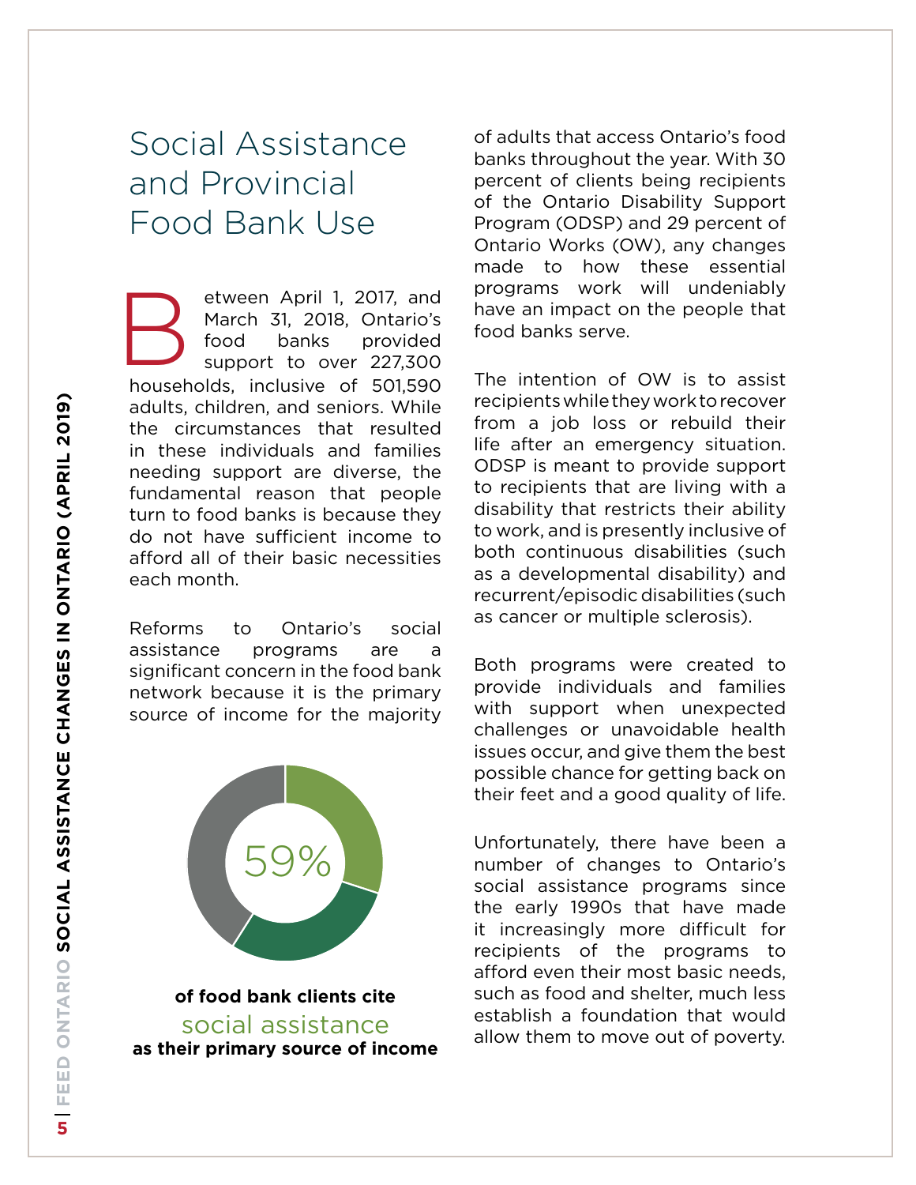# Social Assistance and Provincial Food Bank Use

Between April 1, 2017, and March 31, 2018, Ontario's food banks provided support to over 227,300 households, inclusive of 501,590 adults, children, and seniors. While the circumstances that resulted in these individuals and families needing support are diverse, the fundamental reason that people turn to food banks is because they do not have sufficient income to afford all of their basic necessities each month.

Reforms to Ontario's social assistance programs are a significant concern in the food bank network because it is the primary source of income for the majority of adults that access Ontario's food banks throughout the year. With 30 percent of clients being recipients of the Ontario Disability Support Program (ODSP) and 29 percent of Ontario Works (OW), any changes made to how these essential programs work will undeniably have an impact on the people that food banks serve.

59%

**of food bank clients cite** social assistance **as their primary source of income**

The intention of OW is to assist recipients while they work to recover from a job loss or rebuild their life after an emergency situation. ODSP is meant to provide support to recipients that are living with a disability that restricts their ability to work, and is presently inclusive of both continuous disabilities (such as a developmental disability) and recurrent/episodic disabilities (such as cancer or multiple sclerosis).

Both programs were created to provide individuals and families with support when unexpected challenges or unavoidable health issues occur, and give them the best possible chance for getting back on their feet and a good quality of life.

Unfortunately, there have been a number of changes to Ontario's social assistance programs since the early 1990s that have made it increasingly more difficult for recipients of the programs to afford even their most basic needs, such as food and shelter, much less establish a foundation that would allow them to move out of poverty.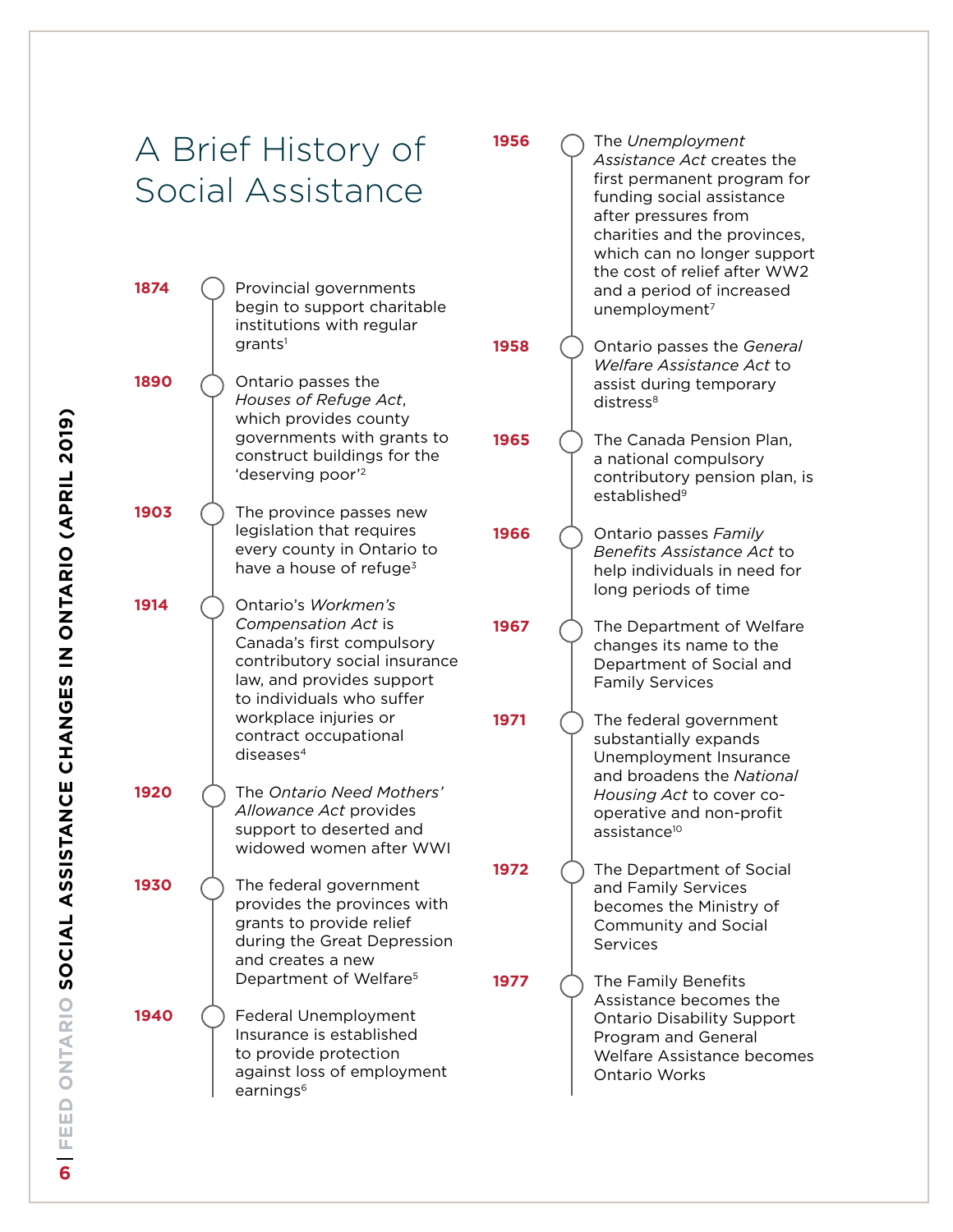# A Brief History of Social Assistance

**1874** — Provincial governments begin to support charitable institutions with regular grants[1]

**1890** — Ontario passes the *Houses of Refuge Act*, which provides county governments with grants to construct buildings for the 'deserving poor'[2]

**1903** — The province passes new legislation that requires every county in Ontario to have a house of refuge[3]

**1914** — Ontario's *Workmen's Compensation Act* is Canada's first compulsory contributory social insurance law, and provides support to individuals who suffer workplace injuries or contract occupational diseases[4]

**1920** — The *Ontario Need Mothers' Allowance Act* provides support to deserted and widowed women after WWI

**1930** — The federal government provides the provinces with grants to provide relief during the Great Depression and creates a new Department of Welfare[5]

**1940** — Federal Unemployment Insurance is established to provide protection against loss of employment earnings[6]

**1956** — The *Unemployment Assistance Act* creates the first permanent program for funding social assistance after pressures from charities and the provinces, which can no longer support the cost of relief after WW2 and a period of increased unemployment[7]

**1958** — Ontario passes the *General Welfare Assistance Act* to assist during temporary distress[8]

**1965** — The Canada Pension Plan, a national compulsory contributory pension plan, is established[9]

**1966** — Ontario passes *Family Benefits Assistance Act* to help individuals in need for long periods of time

**1967** — The Department of Welfare changes its name to the Department of Social and Family Services

**1971** — The federal government substantially expands Unemployment Insurance and broadens the *National Housing Act* to cover co-operative and non-profit assistance[10]

**1972** — The Department of Social and Family Services becomes the Ministry of Community and Social Services

**1977** — The Family Benefits Assistance becomes the Ontario Disability Support Program and General Welfare Assistance becomes Ontario Works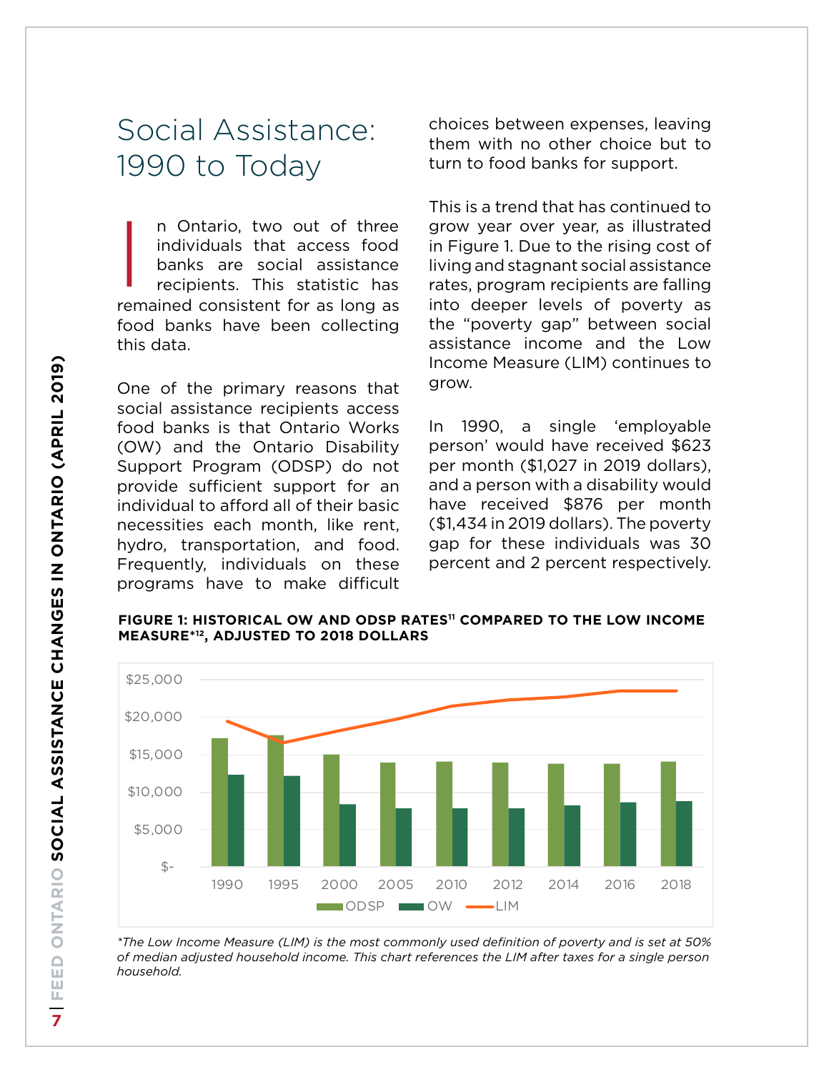# Social Assistance: 1990 to Today

In Ontario, two out of three individuals that access food banks are social assistance recipients. This statistic has remained consistent for as long as food banks have been collecting this data.

One of the primary reasons that social assistance recipients access food banks is that Ontario Works (OW) and the Ontario Disability Support Program (ODSP) do not provide sufficient support for an individual to afford all of their basic necessities each month, like rent, hydro, transportation, and food. Frequently, individuals on these programs have to make difficult choices between expenses, leaving them with no other choice but to turn to food banks for support.

This is a trend that has continued to grow year over year, as illustrated in Figure 1. Due to the rising cost of living and stagnant social assistance rates, program recipients are falling into deeper levels of poverty as the "poverty gap" between social assistance income and the Low Income Measure (LIM) continues to grow.

In 1990, a single 'employable person' would have received $623 per month ($1,027 in 2019 dollars), and a person with a disability would have received $876 per month ($1,434 in 2019 dollars). The poverty gap for these individuals was 30 percent and 2 percent respectively.

**FIGURE 1: HISTORICAL OW AND ODSP RATES[11] COMPARED TO THE LOW INCOME MEASURE*[12], ADJUSTED TO 2018 DOLLARS**

*The Low Income Measure (LIM) is the most commonly used definition of poverty and is set at 50% of median adjusted household income. This chart references the LIM after taxes for a single person household.*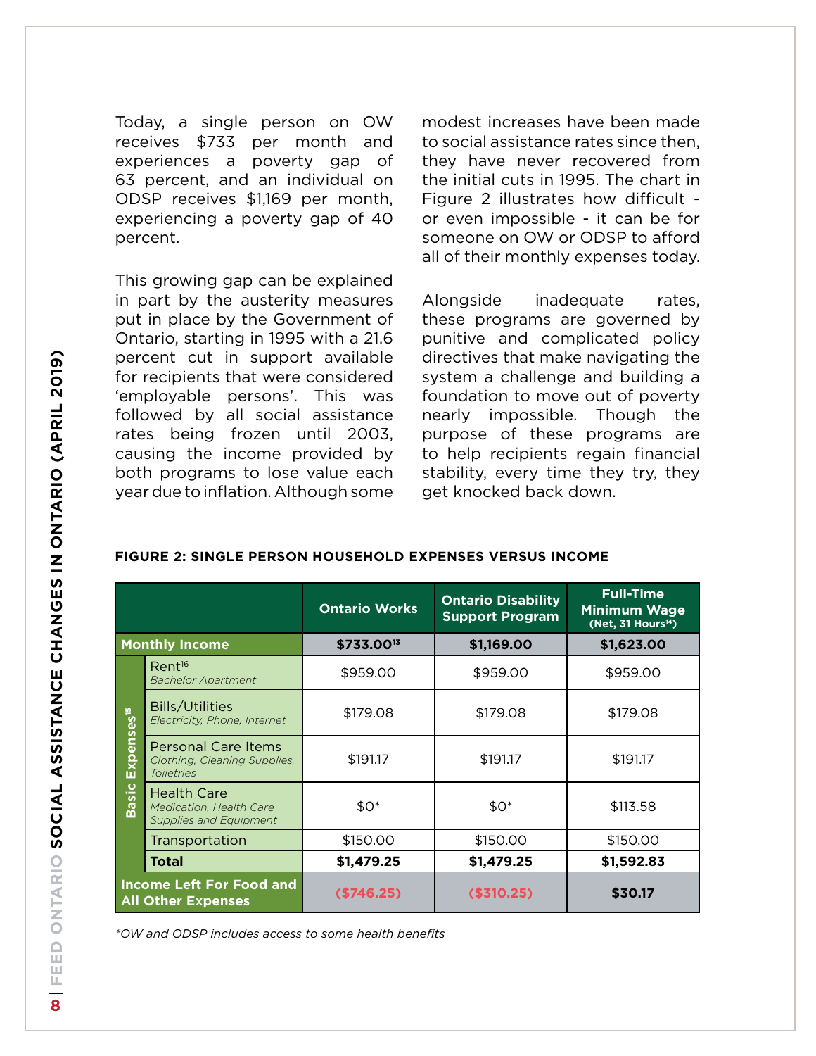Today, a single person on OW receives $733 per month and experiences a poverty gap of 63 percent, and an individual on ODSP receives $1,169 per month, experiencing a poverty gap of 40 percent.

This growing gap can be explained in part by the austerity measures put in place by the Government of Ontario, starting in 1995 with a 21.6 percent cut in support available for recipients that were considered 'employable persons'. This was followed by all social assistance rates being frozen until 2003, causing the income provided by both programs to lose value each year due to inflation. Although some modest increases have been made to social assistance rates since then, they have never recovered from the initial cuts in 1995. The chart in Figure 2 illustrates how difficult - or even impossible - it can be for someone on OW or ODSP to afford all of their monthly expenses today.

Alongside inadequate rates, these programs are governed by punitive and complicated policy directives that make navigating the system a challenge and building a foundation to move out of poverty nearly impossible. Though the purpose of these programs are to help recipients regain financial stability, every time they try, they get knocked back down.

**FIGURE 2: SINGLE PERSON HOUSEHOLD EXPENSES VERSUS INCOME**

| | | Ontario Works | Ontario Disability Support Program | Full-Time Minimum Wage (Net, 31 Hours[14]) |
|---|---|---|---|---|
| **Monthly Income** | | **$733.00[13]** | **$1,169.00** | **$1,623.00** |
| Basic Expenses[15] | Rent[16] *Bachelor Apartment* | $959.00 | $959.00 | $959.00 |
| | Bills/Utilities *Electricity, Phone, Internet* | $179.08 | $179.08 | $179.08 |
| | Personal Care Items *Clothing, Cleaning Supplies, Toiletries* | $191.17 | $191.17 | $191.17 |
| | Health Care *Medication, Health Care Supplies and Equipment* | $0* | $0* | $113.58 |
| | Transportation | $150.00 | $150.00 | $150.00 |
| | **Total** | **$1,479.25** | **$1,479.25** | **$1,592.83** |
| **Income Left For Food and All Other Expenses** | | **($746.25)** | **($310.25)** | **$30.17** |

*OW and ODSP includes access to some health benefits*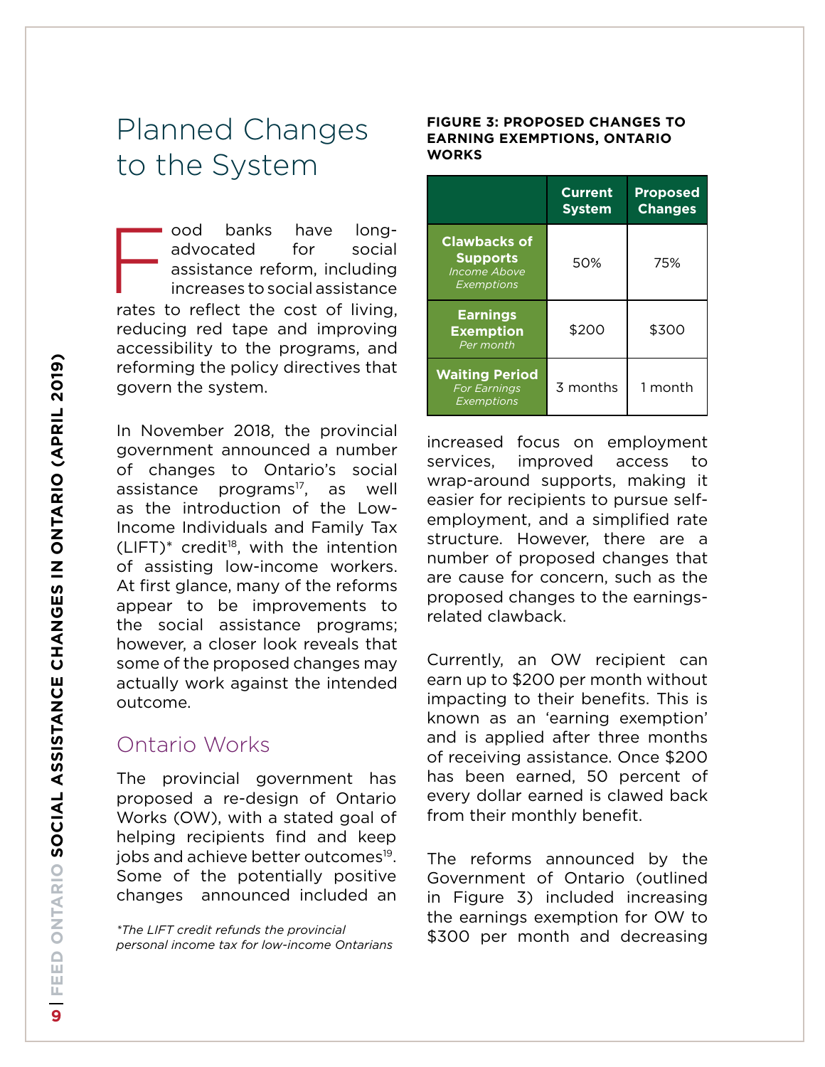## Planned Changes to the System

Food banks have long-advocated for social assistance reform, including increases to social assistance rates to reflect the cost of living, reducing red tape and improving accessibility to the programs, and reforming the policy directives that govern the system.

In November 2018, the provincial government announced a number of changes to Ontario's social assistance programs[17], as well as the introduction of the Low-Income Individuals and Family Tax (LIFT)* credit[18], with the intention of assisting low-income workers. At first glance, many of the reforms appear to be improvements to the social assistance programs; however, a closer look reveals that some of the proposed changes may actually work against the intended outcome.

### Ontario Works

The provincial government has proposed a re-design of Ontario Works (OW), with a stated goal of helping recipients find and keep jobs and achieve better outcomes[19]. Some of the potentially positive changes announced included an increased focus on employment services, improved access to wrap-around supports, making it easier for recipients to pursue self-employment, and a simplified rate structure. However, there are a number of proposed changes that are cause for concern, such as the proposed changes to the earnings-related clawback.

*The LIFT credit refunds the provincial personal income tax for low-income Ontarians*

**FIGURE 3: PROPOSED CHANGES TO EARNING EXEMPTIONS, ONTARIO WORKS**

| | Current System | Proposed Changes |
|---|---|---|
| **Clawbacks of Supports** *Income Above Exemptions* | 50% | 75% |
| **Earnings Exemption** *Per month* | $200 | $300 |
| **Waiting Period** *For Earnings Exemptions* | 3 months | 1 month |

Currently, an OW recipient can earn up to $200 per month without impacting to their benefits. This is known as an 'earning exemption' and is applied after three months of receiving assistance. Once $200 has been earned, 50 percent of every dollar earned is clawed back from their monthly benefit.

The reforms announced by the Government of Ontario (outlined in Figure 3) included increasing the earnings exemption for OW to $300 per month and decreasing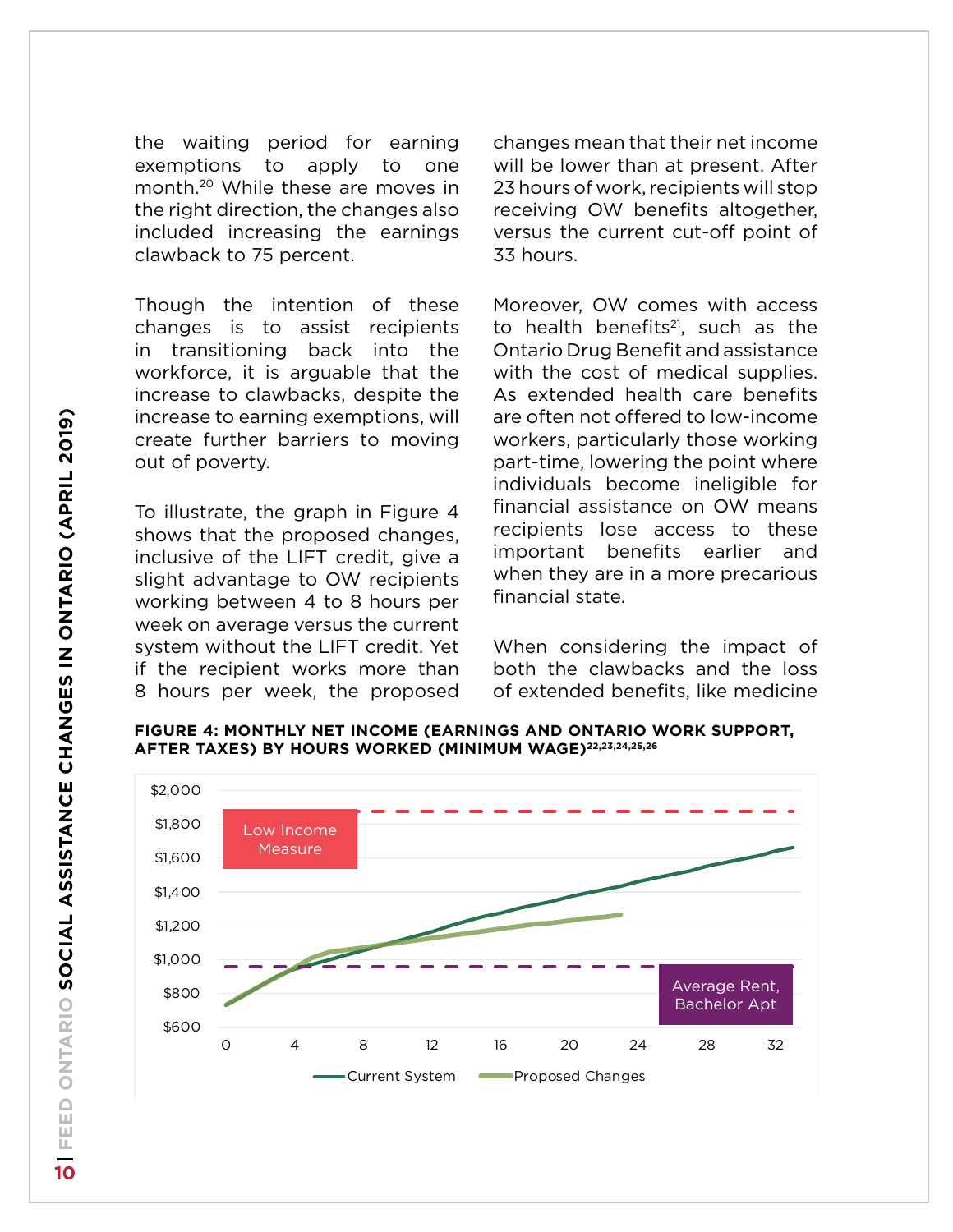the waiting period for earning exemptions to apply to one month.[20] While these are moves in the right direction, the changes also included increasing the earnings clawback to 75 percent.

Though the intention of these changes is to assist recipients in transitioning back into the workforce, it is arguable that the increase to clawbacks, despite the increase to earning exemptions, will create further barriers to moving out of poverty.

To illustrate, the graph in Figure 4 shows that the proposed changes, inclusive of the LIFT credit, give a slight advantage to OW recipients working between 4 to 8 hours per week on average versus the current system without the LIFT credit. Yet if the recipient works more than 8 hours per week, the proposed changes mean that their net income will be lower than at present. After 23 hours of work, recipients will stop receiving OW benefits altogether, versus the current cut-off point of 33 hours.

Moreover, OW comes with access to health benefits[21], such as the Ontario Drug Benefit and assistance with the cost of medical supplies. As extended health care benefits are often not offered to low-income workers, particularly those working part-time, lowering the point where individuals become ineligible for financial assistance on OW means recipients lose access to these important benefits earlier and when they are in a more precarious financial state.

When considering the impact of both the clawbacks and the loss of extended benefits, like medicine

**FIGURE 4: MONTHLY NET INCOME (EARNINGS AND ONTARIO WORK SUPPORT, AFTER TAXES) BY HOURS WORKED (MINIMUM WAGE)[22,23,24,25,26]**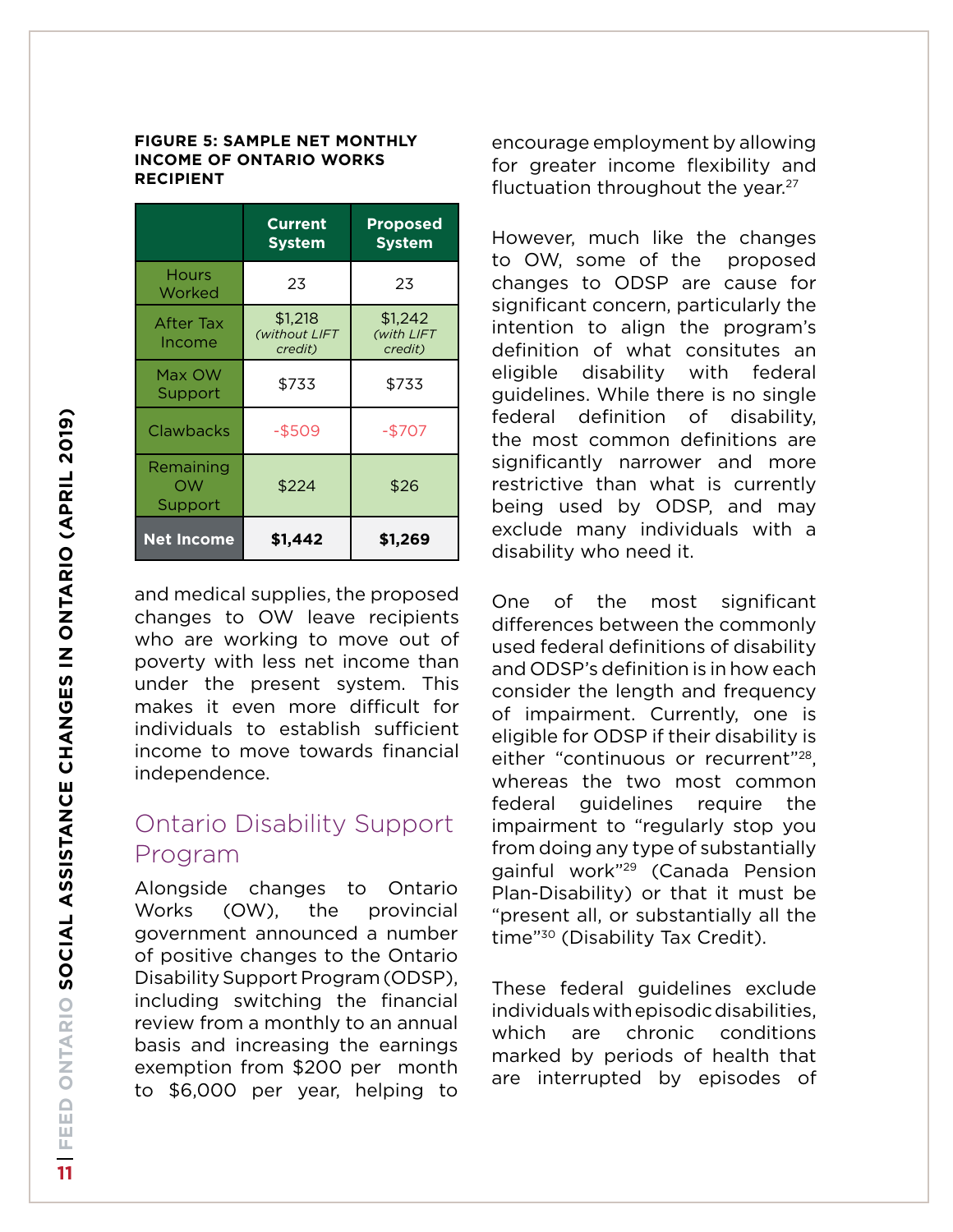**FIGURE 5: SAMPLE NET MONTHLY INCOME OF ONTARIO WORKS RECIPIENT**

| | Current System | Proposed System |
|---|---|---|
| Hours Worked | 23 | 23 |
| After Tax Income | $1,218 *(without LIFT credit)* | $1,242 *(with LIFT credit)* |
| Max OW Support | $733 | $733 |
| Clawbacks | -$509 | -$707 |
| Remaining OW Support | $224 | $26 |
| **Net Income** | **$1,442** | **$1,269** |

and medical supplies, the proposed changes to OW leave recipients who are working to move out of poverty with less net income than under the present system. This makes it even more difficult for individuals to establish sufficient income to move towards financial independence.

## Ontario Disability Support Program

Alongside changes to Ontario Works (OW), the provincial government announced a number of positive changes to the Ontario Disability Support Program (ODSP), including switching the financial review from a monthly to an annual basis and increasing the earnings exemption from $200 per month to $6,000 per year, helping to encourage employment by allowing for greater income flexibility and fluctuation throughout the year.[27]

However, much like the changes to OW, some of the proposed changes to ODSP are cause for significant concern, particularly the intention to align the program's definition of what consitutes an eligible disability with federal guidelines. While there is no single federal definition of disability, the most common definitions are significantly narrower and more restrictive than what is currently being used by ODSP, and may exclude many individuals with a disability who need it.

One of the most significant differences between the commonly used federal definitions of disability and ODSP's definition is in how each consider the length and frequency of impairment. Currently, one is eligible for ODSP if their disability is either "continuous or recurrent"[28], whereas the two most common federal guidelines require the impairment to "regularly stop you from doing any type of substantially gainful work"[29] (Canada Pension Plan-Disability) or that it must be "present all, or substantially all the time"[30] (Disability Tax Credit).

These federal guidelines exclude individuals with episodic disabilities, which are chronic conditions marked by periods of health that are interrupted by episodes of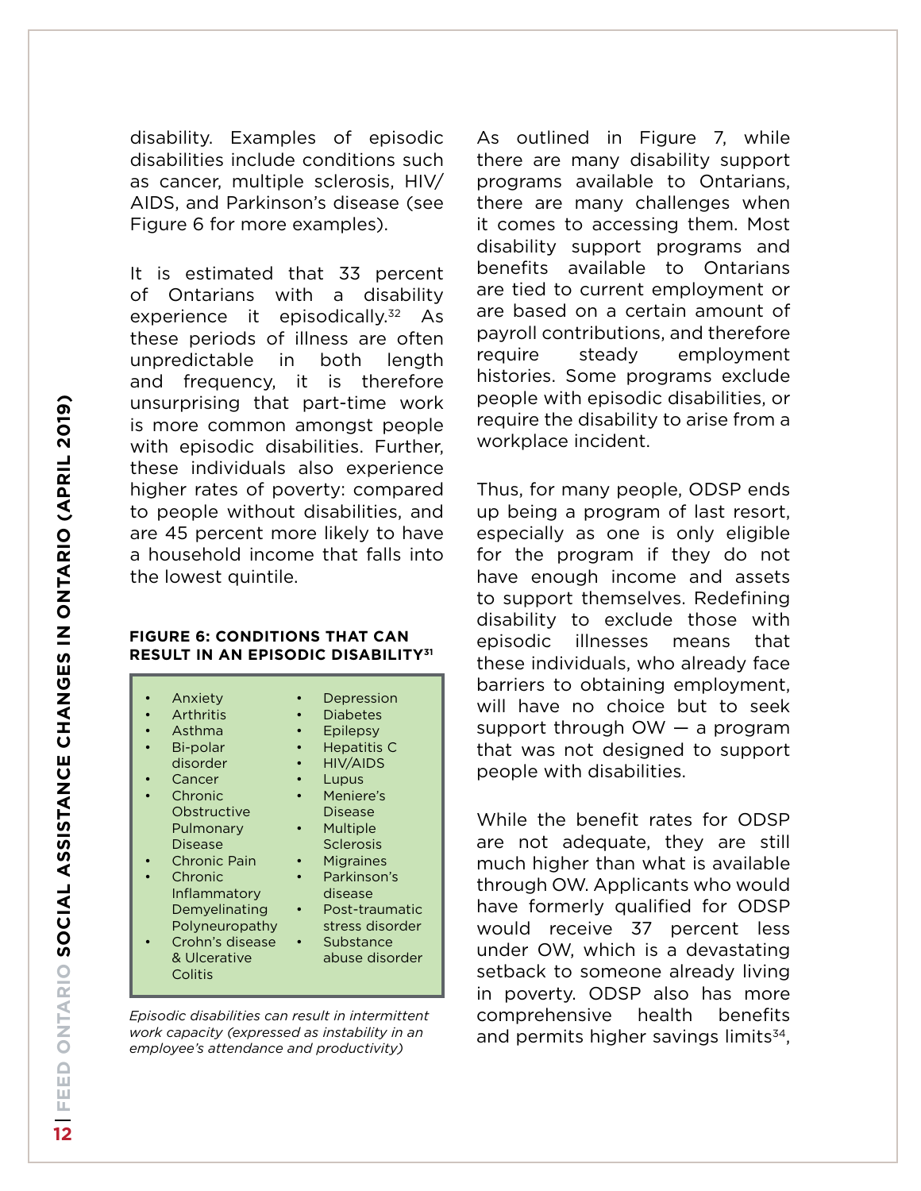disability. Examples of episodic disabilities include conditions such as cancer, multiple sclerosis, HIV/AIDS, and Parkinson's disease (see Figure 6 for more examples).

It is estimated that 33 percent of Ontarians with a disability experience it episodically.[32] As these periods of illness are often unpredictable in both length and frequency, it is therefore unsurprising that part-time work is more common amongst people with episodic disabilities. Further, these individuals also experience higher rates of poverty: compared to people without disabilities, and are 45 percent more likely to have a household income that falls into the lowest quintile.

**FIGURE 6: CONDITIONS THAT CAN RESULT IN AN EPISODIC DISABILITY[31]**

- Anxiety
- Arthritis
- Asthma
- Bi-polar disorder
- Cancer
- Chronic Obstructive Pulmonary Disease
- Chronic Pain
- Chronic Inflammatory Demyelinating Polyneuropathy
- Crohn's disease & Ulcerative Colitis
- Depression
- Diabetes
- Epilepsy
- Hepatitis C
- HIV/AIDS
- Lupus
- Meniere's Disease
- Multiple Sclerosis
- Migraines
- Parkinson's disease
- Post-traumatic stress disorder
- Substance abuse disorder

*Episodic disabilities can result in intermittent work capacity (expressed as instability in an employee's attendance and productivity)*

As outlined in Figure 7, while there are many disability support programs available to Ontarians, there are many challenges when it comes to accessing them. Most disability support programs and benefits available to Ontarians are tied to current employment or are based on a certain amount of payroll contributions, and therefore require steady employment histories. Some programs exclude people with episodic disabilities, or require the disability to arise from a workplace incident.

Thus, for many people, ODSP ends up being a program of last resort, especially as one is only eligible for the program if they do not have enough income and assets to support themselves. Redefining disability to exclude those with episodic illnesses means that these individuals, who already face barriers to obtaining employment, will have no choice but to seek support through OW — a program that was not designed to support people with disabilities.

While the benefit rates for ODSP are not adequate, they are still much higher than what is available through OW. Applicants who would have formerly qualified for ODSP would receive 37 percent less under OW, which is a devastating setback to someone already living in poverty. ODSP also has more comprehensive health benefits and permits higher savings limits[34],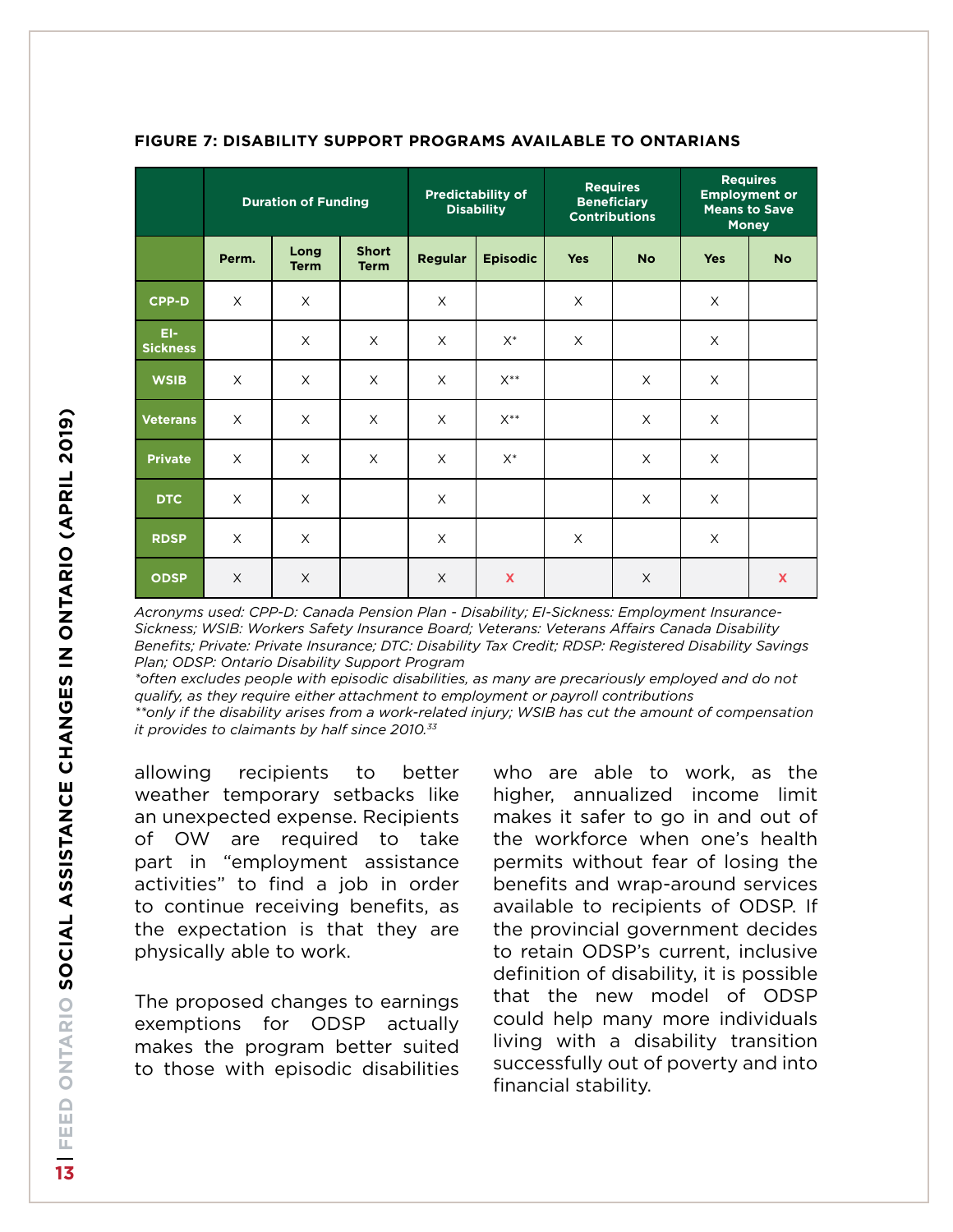**FIGURE 7: DISABILITY SUPPORT PROGRAMS AVAILABLE TO ONTARIANS**

| | Duration of Funding | | | Predictability of Disability | | Requires Beneficiary Contributions | | Requires Employment or Means to Save Money | |
|---|---|---|---|---|---|---|---|---|---|
| | Perm. | Long Term | Short Term | Regular | Episodic | Yes | No | Yes | No |
| CPP-D | X | X | | X | | X | | X | |
| EI-Sickness | | X | X | X | X* | X | | X | |
| WSIB | X | X | X | X | X** | | X | X | |
| Veterans | X | X | X | X | X** | | X | X | |
| Private | X | X | X | X | X* | | X | X | |
| DTC | X | X | | X | | | X | X | |
| RDSP | X | X | | X | | X | | X | |
| ODSP | X | X | | X | X | | X | | X |

*Acronyms used: CPP-D: Canada Pension Plan - Disability; EI-Sickness: Employment Insurance-Sickness; WSIB: Workers Safety Insurance Board; Veterans: Veterans Affairs Canada Disability Benefits; Private: Private Insurance; DTC: Disability Tax Credit; RDSP: Registered Disability Savings Plan; ODSP: Ontario Disability Support Program*

*\*often excludes people with episodic disabilities, as many are precariously employed and do not qualify, as they require either attachment to employment or payroll contributions*

*\*\*only if the disability arises from a work-related injury; WSIB has cut the amount of compensation it provides to claimants by half since 2010.[33]*

allowing recipients to better weather temporary setbacks like an unexpected expense. Recipients of OW are required to take part in "employment assistance activities" to find a job in order to continue receiving benefits, as the expectation is that they are physically able to work.

The proposed changes to earnings exemptions for ODSP actually makes the program better suited to those with episodic disabilities who are able to work, as the higher, annualized income limit makes it safer to go in and out of the workforce when one's health permits without fear of losing the benefits and wrap-around services available to recipients of ODSP. If the provincial government decides to retain ODSP's current, inclusive definition of disability, it is possible that the new model of ODSP could help many more individuals living with a disability transition successfully out of poverty and into financial stability.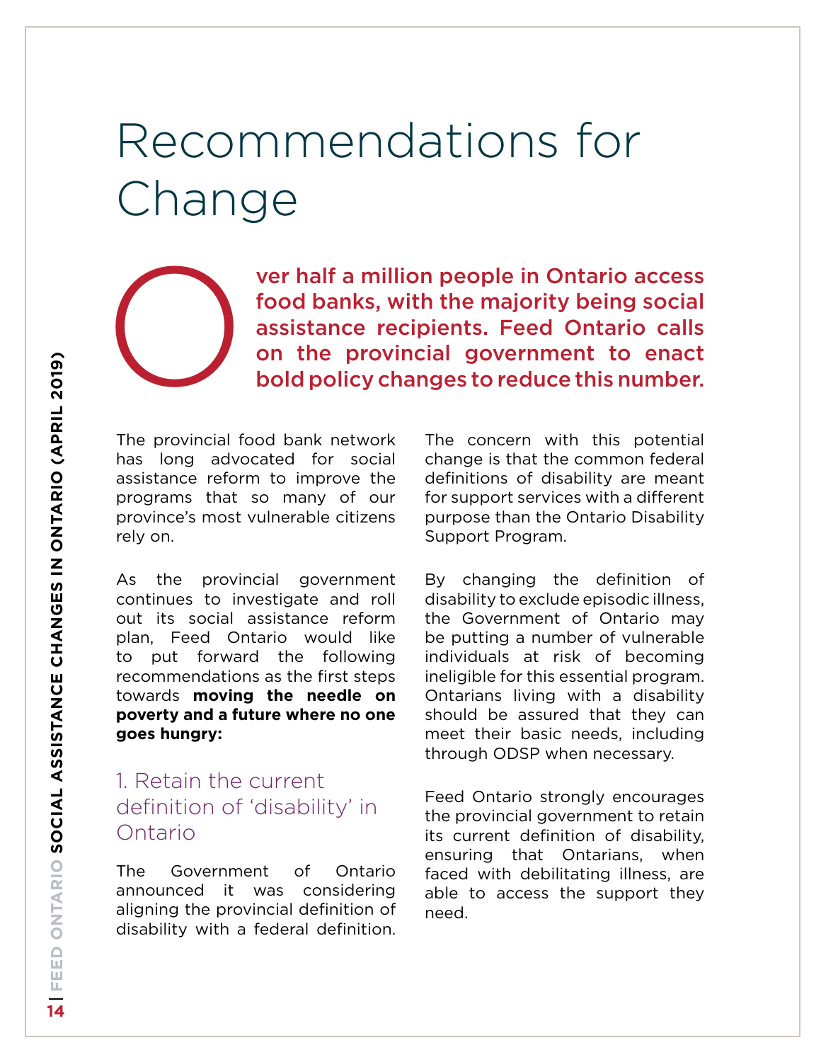# Recommendations for Change

**Over half a million people in Ontario access food banks, with the majority being social assistance recipients. Feed Ontario calls on the provincial government to enact bold policy changes to reduce this number.**

The provincial food bank network has long advocated for social assistance reform to improve the programs that so many of our province's most vulnerable citizens rely on.

As the provincial government continues to investigate and roll out its social assistance reform plan, Feed Ontario would like to put forward the following recommendations as the first steps towards **moving the needle on poverty and a future where no one goes hungry:**

## 1. Retain the current definition of 'disability' in Ontario

The Government of Ontario announced it was considering aligning the provincial definition of disability with a federal definition. The concern with this potential change is that the common federal definitions of disability are meant for support services with a different purpose than the Ontario Disability Support Program.

By changing the definition of disability to exclude episodic illness, the Government of Ontario may be putting a number of vulnerable individuals at risk of becoming ineligible for this essential program. Ontarians living with a disability should be assured that they can meet their basic needs, including through ODSP when necessary.

Feed Ontario strongly encourages the provincial government to retain its current definition of disability, ensuring that Ontarians, when faced with debilitating illness, are able to access the support they need.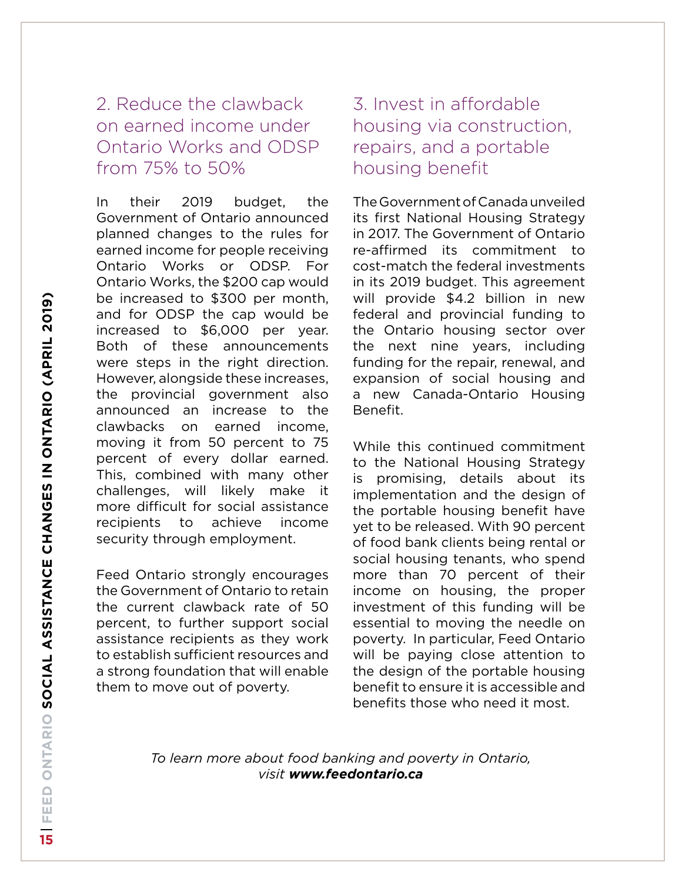## 2. Reduce the clawback on earned income under Ontario Works and ODSP from 75% to 50%

In their 2019 budget, the Government of Ontario announced planned changes to the rules for earned income for people receiving Ontario Works or ODSP. For Ontario Works, the $200 cap would be increased to $300 per month, and for ODSP the cap would be increased to $6,000 per year. Both of these announcements were steps in the right direction. However, alongside these increases, the provincial government also announced an increase to the clawbacks on earned income, moving it from 50 percent to 75 percent of every dollar earned. This, combined with many other challenges, will likely make it more difficult for social assistance recipients to achieve income security through employment.

Feed Ontario strongly encourages the Government of Ontario to retain the current clawback rate of 50 percent, to further support social assistance recipients as they work to establish sufficient resources and a strong foundation that will enable them to move out of poverty.

## 3. Invest in affordable housing via construction, repairs, and a portable housing benefit

The Government of Canada unveiled its first National Housing Strategy in 2017. The Government of Ontario re-affirmed its commitment to cost-match the federal investments in its 2019 budget. This agreement will provide $4.2 billion in new federal and provincial funding to the Ontario housing sector over the next nine years, including funding for the repair, renewal, and expansion of social housing and a new Canada-Ontario Housing Benefit.

While this continued commitment to the National Housing Strategy is promising, details about its implementation and the design of the portable housing benefit have yet to be released. With 90 percent of food bank clients being rental or social housing tenants, who spend more than 70 percent of their income on housing, the proper investment of this funding will be essential to moving the needle on poverty. In particular, Feed Ontario will be paying close attention to the design of the portable housing benefit to ensure it is accessible and benefits those who need it most.

*To learn more about food banking and poverty in Ontario, visit **www.feedontario.ca***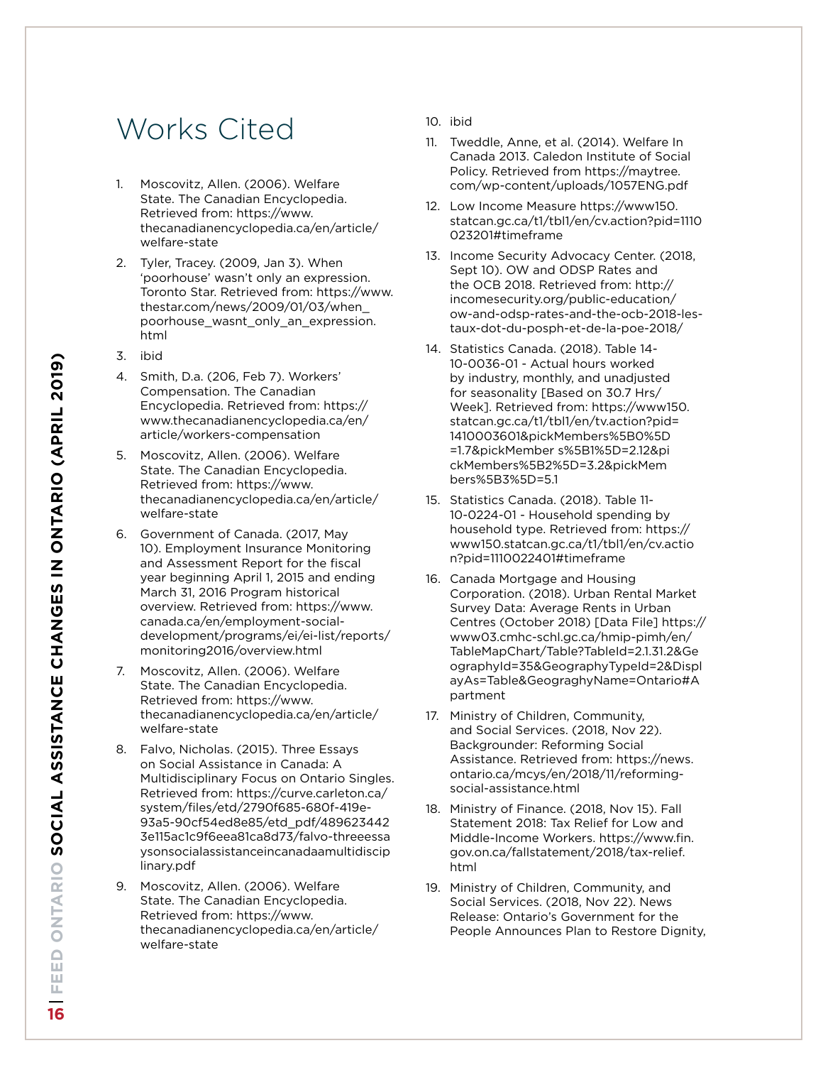# Works Cited

1. Moscovitz, Allen. (2006). Welfare State. The Canadian Encyclopedia. Retrieved from: https://www.thecanadianencyclopedia.ca/en/article/welfare-state
2. Tyler, Tracey. (2009, Jan 3). When 'poorhouse' wasn't only an expression. Toronto Star. Retrieved from: https://www.thestar.com/news/2009/01/03/when_poorhouse_wasnt_only_an_expression.html
3. ibid
4. Smith, D.a. (206, Feb 7). Workers' Compensation. The Canadian Encyclopedia. Retrieved from: https://www.thecanadianencyclopedia.ca/en/article/workers-compensation
5. Moscovitz, Allen. (2006). Welfare State. The Canadian Encyclopedia. Retrieved from: https://www.thecanadianencyclopedia.ca/en/article/welfare-state
6. Government of Canada. (2017, May 10). Employment Insurance Monitoring and Assessment Report for the fiscal year beginning April 1, 2015 and ending March 31, 2016 Program historical overview. Retrieved from: https://www.canada.ca/en/employment-social-development/programs/ei/ei-list/reports/monitoring2016/overview.html
7. Moscovitz, Allen. (2006). Welfare State. The Canadian Encyclopedia. Retrieved from: https://www.thecanadianencyclopedia.ca/en/article/welfare-state
8. Falvo, Nicholas. (2015). Three Essays on Social Assistance in Canada: A Multidisciplinary Focus on Ontario Singles. Retrieved from: https://curve.carleton.ca/system/files/etd/2790f685-680f-419e-93a5-90cf54ed8e85/etd_pdf/4896234423e115ac1c9f6eea81ca8d73/falvo-threeessaysonsocialassistanceincanadaamultidisciplinary.pdf
9. Moscovitz, Allen. (2006). Welfare State. The Canadian Encyclopedia. Retrieved from: https://www.thecanadianencyclopedia.ca/en/article/welfare-state
10. ibid
11. Tweddle, Anne, et al. (2014). Welfare In Canada 2013. Caledon Institute of Social Policy. Retrieved from https://maytree.com/wp-content/uploads/1057ENG.pdf
12. Low Income Measure https://www150.statcan.gc.ca/t1/tbl1/en/cv.action?pid=1110023201#timeframe
13. Income Security Advocacy Center. (2018, Sept 10). OW and ODSP Rates and the OCB 2018. Retrieved from: http://incomesecurity.org/public-education/ow-and-odsp-rates-and-the-ocb-2018-les-taux-dot-du-posph-et-de-la-poe-2018/
14. Statistics Canada. (2018). Table 14-10-0036-01 - Actual hours worked by industry, monthly, and unadjusted for seasonality [Based on 30.7 Hrs/Week]. Retrieved from: https://www150.statcan.gc.ca/t1/tbl1/en/tv.action?pid=1410003601&pickMembers%5B0%5D=1.7&pickMember s%5B1%5D=2.12&pickMembers%5B2%5D=3.2&pickMembers%5B3%5D=5.1
15. Statistics Canada. (2018). Table 11-10-0224-01 - Household spending by household type. Retrieved from: https://www150.statcan.gc.ca/t1/tbl1/en/cv.action?pid=1110022401#timeframe
16. Canada Mortgage and Housing Corporation. (2018). Urban Rental Market Survey Data: Average Rents in Urban Centres (October 2018) [Data File] https://www03.cmhc-schl.gc.ca/hmip-pimh/en/TableMapChart/Table?TableId=2.1.31.2&GeographyId=35&GeographyTypeId=2&DisplayAs=Table&GeograghyName=Ontario#Apartment
17. Ministry of Children, Community, and Social Services. (2018, Nov 22). Backgrounder: Reforming Social Assistance. Retrieved from: https://news.ontario.ca/mcys/en/2018/11/reforming-social-assistance.html
18. Ministry of Finance. (2018, Nov 15). Fall Statement 2018: Tax Relief for Low and Middle-Income Workers. https://www.fin.gov.on.ca/fallstatement/2018/tax-relief.html
19. Ministry of Children, Community, and Social Services. (2018, Nov 22). News Release: Ontario's Government for the People Announces Plan to Restore Dignity,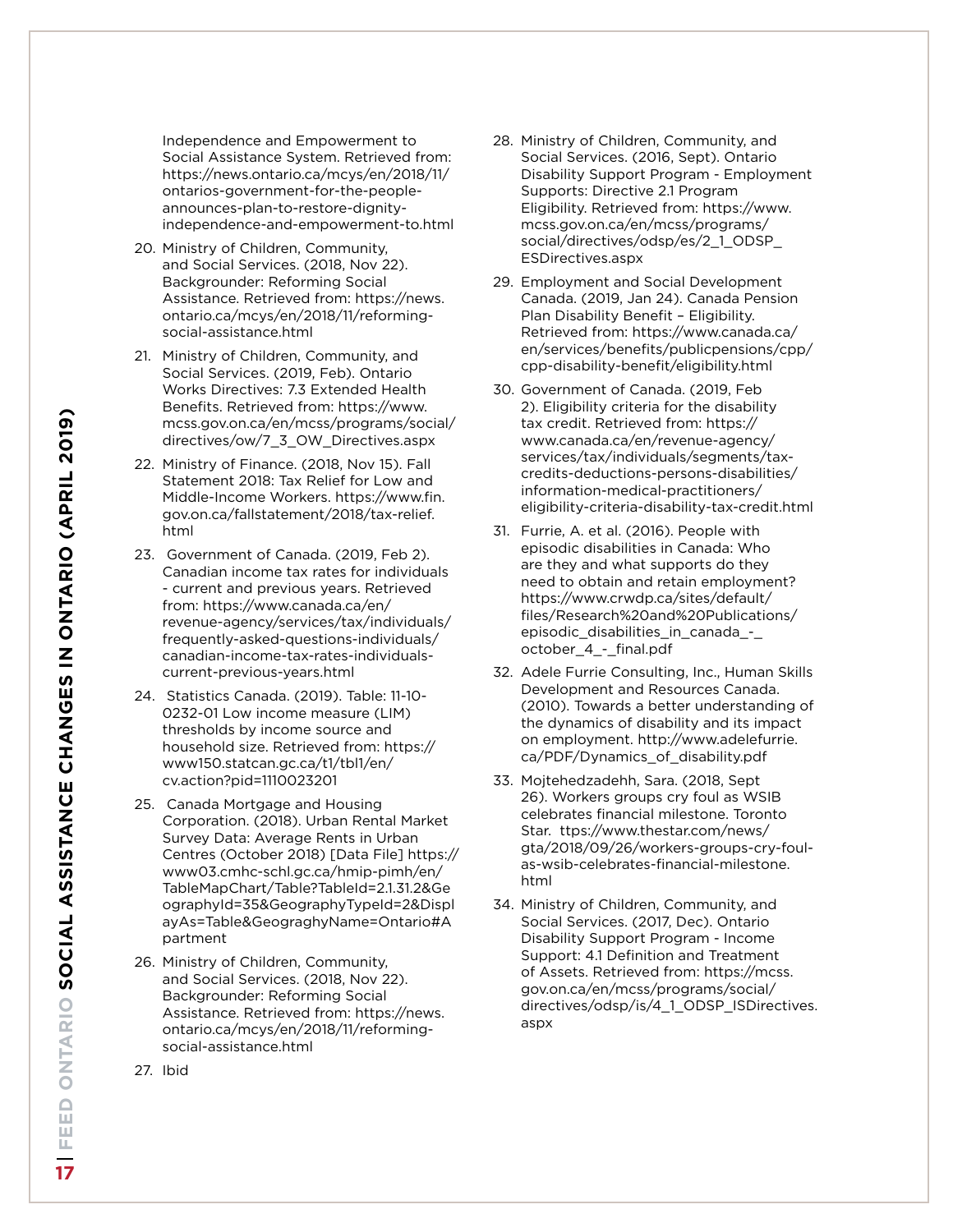Independence and Empowerment to Social Assistance System. Retrieved from: https://news.ontario.ca/mcys/en/2018/11/ontarios-government-for-the-people-announces-plan-to-restore-dignity-independence-and-empowerment-to.html

20. Ministry of Children, Community, and Social Services. (2018, Nov 22). Backgrounder: Reforming Social Assistance. Retrieved from: https://news.ontario.ca/mcys/en/2018/11/reforming-social-assistance.html
21. Ministry of Children, Community, and Social Services. (2019, Feb). Ontario Works Directives: 7.3 Extended Health Benefits. Retrieved from: https://www.mcss.gov.on.ca/en/mcss/programs/social/directives/ow/7_3_OW_Directives.aspx
22. Ministry of Finance. (2018, Nov 15). Fall Statement 2018: Tax Relief for Low and Middle-Income Workers. https://www.fin.gov.on.ca/fallstatement/2018/tax-relief.html
23. Government of Canada. (2019, Feb 2). Canadian income tax rates for individuals - current and previous years. Retrieved from: https://www.canada.ca/en/revenue-agency/services/tax/individuals/frequently-asked-questions-individuals/canadian-income-tax-rates-individuals-current-previous-years.html
24. Statistics Canada. (2019). Table: 11-10-0232-01 Low income measure (LIM) thresholds by income source and household size. Retrieved from: https://www150.statcan.gc.ca/t1/tbl1/en/cv.action?pid=1110023201
25. Canada Mortgage and Housing Corporation. (2018). Urban Rental Market Survey Data: Average Rents in Urban Centres (October 2018) [Data File] https://www03.cmhc-schl.gc.ca/hmip-pimh/en/TableMapChart/Table?TableId=2.1.31.2&GeographyId=35&GeographyTypeId=2&DisplayAs=Table&GeograghyName=Ontario#Apartment
26. Ministry of Children, Community, and Social Services. (2018, Nov 22). Backgrounder: Reforming Social Assistance. Retrieved from: https://news.ontario.ca/mcys/en/2018/11/reforming-social-assistance.html
27. Ibid
28. Ministry of Children, Community, and Social Services. (2016, Sept). Ontario Disability Support Program - Employment Supports: Directive 2.1 Program Eligibility. Retrieved from: https://www.mcss.gov.on.ca/en/mcss/programs/social/directives/odsp/es/2_1_ODSP_ESDirectives.aspx
29. Employment and Social Development Canada. (2019, Jan 24). Canada Pension Plan Disability Benefit – Eligibility. Retrieved from: https://www.canada.ca/en/services/benefits/publicpensions/cpp/cpp-disability-benefit/eligibility.html
30. Government of Canada. (2019, Feb 2). Eligibility criteria for the disability tax credit. Retrieved from: https://www.canada.ca/en/revenue-agency/services/tax/individuals/segments/tax-credits-deductions-persons-disabilities/information-medical-practitioners/eligibility-criteria-disability-tax-credit.html
31. Furrie, A. et al. (2016). People with episodic disabilities in Canada: Who are they and what supports do they need to obtain and retain employment? https://www.crwdp.ca/sites/default/files/Research%20and%20Publications/episodic_disabilities_in_canada_-_october_4_-_final.pdf
32. Adele Furrie Consulting, Inc., Human Skills Development and Resources Canada. (2010). Towards a better understanding of the dynamics of disability and its impact on employment. http://www.adelefurrie.ca/PDF/Dynamics_of_disability.pdf
33. Mojtehedzadehh, Sara. (2018, Sept 26). Workers groups cry foul as WSIB celebrates financial milestone. Toronto Star. ttps://www.thestar.com/news/gta/2018/09/26/workers-groups-cry-foul-as-wsib-celebrates-financial-milestone.html
34. Ministry of Children, Community, and Social Services. (2017, Dec). Ontario Disability Support Program - Income Support: 4.1 Definition and Treatment of Assets. Retrieved from: https://mcss.gov.on.ca/en/mcss/programs/social/directives/odsp/is/4_1_ODSP_ISDirectives.aspx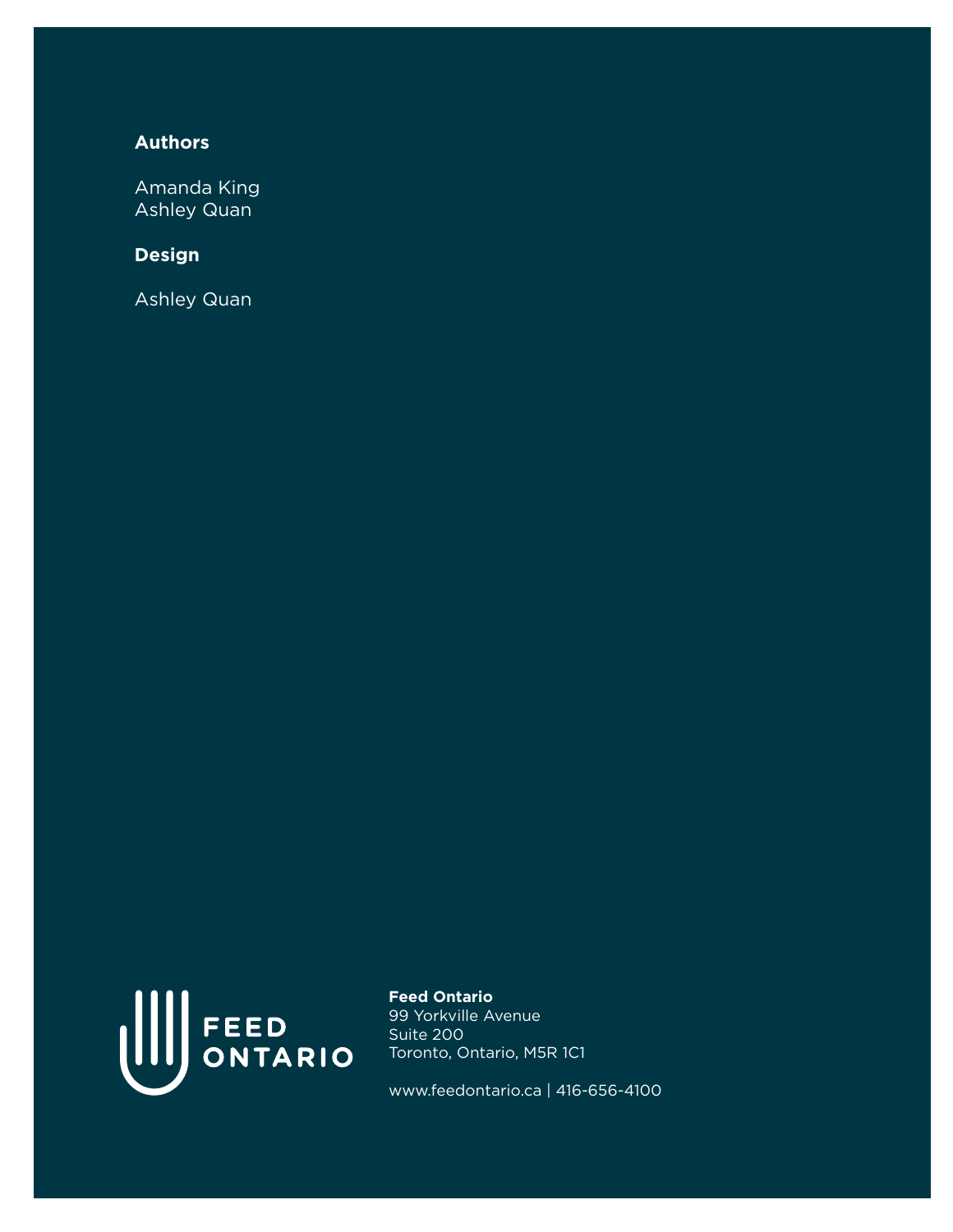**Authors**

Amanda King
Ashley Quan

**Design**

Ashley Quan

FEED ONTARIO

**Feed Ontario**
99 Yorkville Avenue
Suite 200
Toronto, Ontario, M5R 1C1

www.feedontario.ca | 416-656-4100